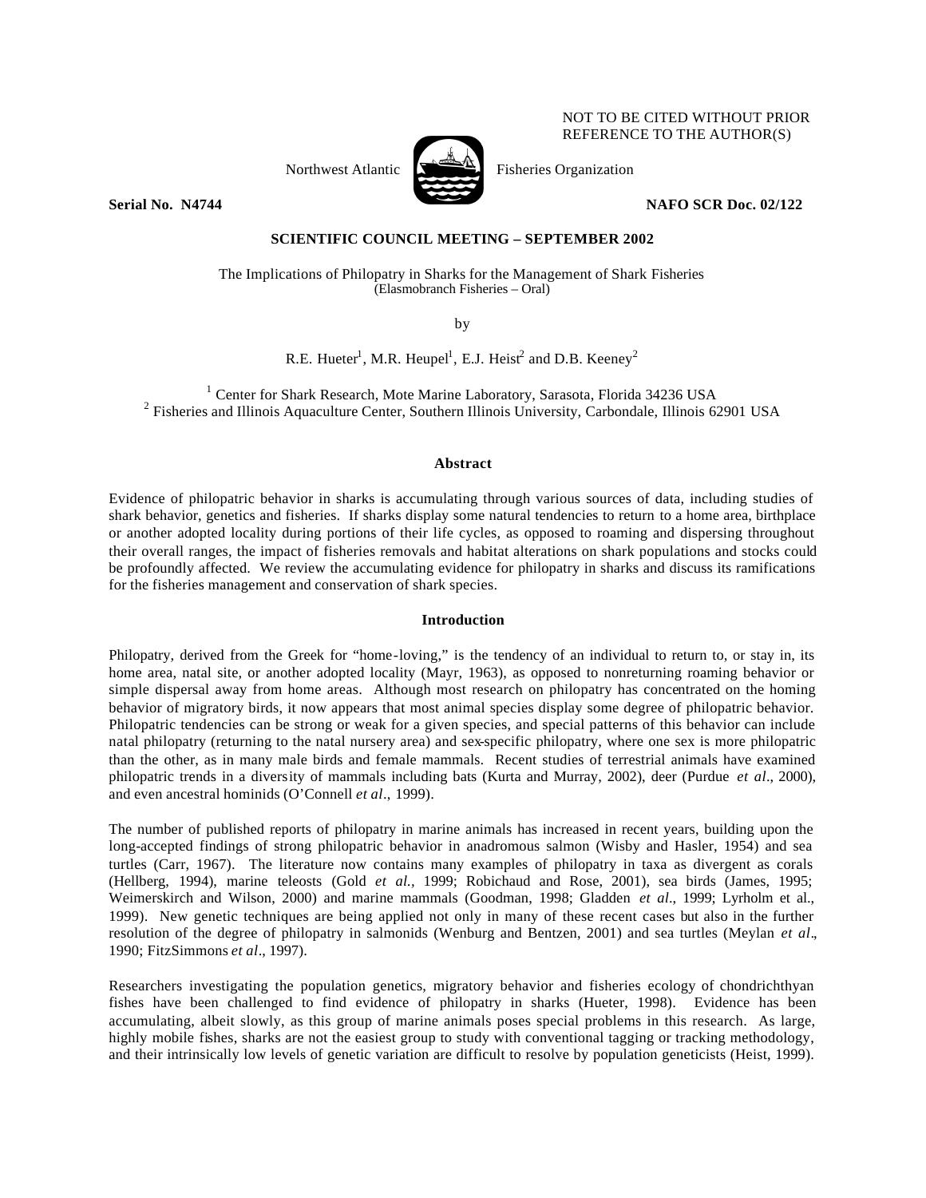NOT TO BE CITED WITHOUT PRIOR REFERENCE TO THE AUTHOR(S)

Northwest Atlantic Fisheries Organization

**Serial No. N4744** **NAFO SCR Doc. 02/122**

**SCIENTIFIC COUNCIL MEETING – SEPTEMBER 2002**

The Implications of Philopatry in Sharks for the Management of Shark Fisheries
(Elasmobranch Fisheries – Oral)

by

R.E. Hueter[1], M.R. Heupel[1], E.J. Heist[2] and D.B. Keeney[2]

[1] Center for Shark Research, Mote Marine Laboratory, Sarasota, Florida 34236 USA
[2] Fisheries and Illinois Aquaculture Center, Southern Illinois University, Carbondale, Illinois 62901 USA

## Abstract

Evidence of philopatric behavior in sharks is accumulating through various sources of data, including studies of shark behavior, genetics and fisheries. If sharks display some natural tendencies to return to a home area, birthplace or another adopted locality during portions of their life cycles, as opposed to roaming and dispersing throughout their overall ranges, the impact of fisheries removals and habitat alterations on shark populations and stocks could be profoundly affected. We review the accumulating evidence for philopatry in sharks and discuss its ramifications for the fisheries management and conservation of shark species.

## Introduction

Philopatry, derived from the Greek for "home-loving," is the tendency of an individual to return to, or stay in, its home area, natal site, or another adopted locality (Mayr, 1963), as opposed to nonreturning roaming behavior or simple dispersal away from home areas. Although most research on philopatry has concentrated on the homing behavior of migratory birds, it now appears that most animal species display some degree of philopatric behavior. Philopatric tendencies can be strong or weak for a given species, and special patterns of this behavior can include natal philopatry (returning to the natal nursery area) and sex-specific philopatry, where one sex is more philopatric than the other, as in many male birds and female mammals. Recent studies of terrestrial animals have examined philopatric trends in a diversity of mammals including bats (Kurta and Murray, 2002), deer (Purdue *et al*., 2000), and even ancestral hominids (O'Connell *et al*., 1999).

The number of published reports of philopatry in marine animals has increased in recent years, building upon the long-accepted findings of strong philopatric behavior in anadromous salmon (Wisby and Hasler, 1954) and sea turtles (Carr, 1967). The literature now contains many examples of philopatry in taxa as divergent as corals (Hellberg, 1994), marine teleosts (Gold *et al.*, 1999; Robichaud and Rose, 2001), sea birds (James, 1995; Weimerskirch and Wilson, 2000) and marine mammals (Goodman, 1998; Gladden *et al*., 1999; Lyrholm et al., 1999). New genetic techniques are being applied not only in many of these recent cases but also in the further resolution of the degree of philopatry in salmonids (Wenburg and Bentzen, 2001) and sea turtles (Meylan *et al*., 1990; FitzSimmons *et al*., 1997).

Researchers investigating the population genetics, migratory behavior and fisheries ecology of chondrichthyan fishes have been challenged to find evidence of philopatry in sharks (Hueter, 1998). Evidence has been accumulating, albeit slowly, as this group of marine animals poses special problems in this research. As large, highly mobile fishes, sharks are not the easiest group to study with conventional tagging or tracking methodology, and their intrinsically low levels of genetic variation are difficult to resolve by population geneticists (Heist, 1999).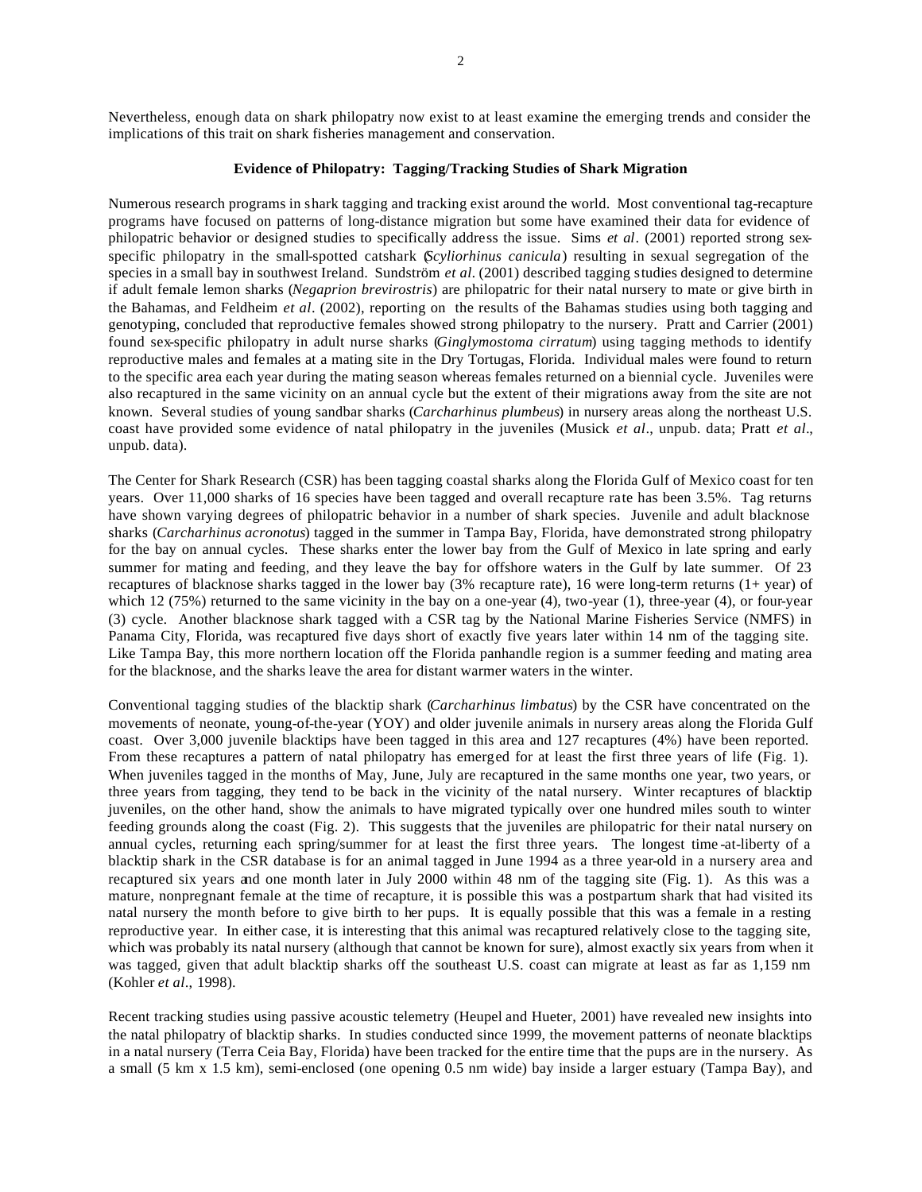Nevertheless, enough data on shark philopatry now exist to at least examine the emerging trends and consider the implications of this trait on shark fisheries management and conservation.

## Evidence of Philopatry: Tagging/Tracking Studies of Shark Migration

Numerous research programs in shark tagging and tracking exist around the world. Most conventional tag-recapture programs have focused on patterns of long-distance migration but some have examined their data for evidence of philopatric behavior or designed studies to specifically address the issue. Sims *et al*. (2001) reported strong sex-specific philopatry in the small-spotted catshark (*Scyliorhinus canicula*) resulting in sexual segregation of the species in a small bay in southwest Ireland. Sundström *et al*. (2001) described tagging studies designed to determine if adult female lemon sharks (*Negaprion brevirostris*) are philopatric for their natal nursery to mate or give birth in the Bahamas, and Feldheim *et al*. (2002), reporting on the results of the Bahamas studies using both tagging and genotyping, concluded that reproductive females showed strong philopatry to the nursery. Pratt and Carrier (2001) found sex-specific philopatry in adult nurse sharks (*Ginglymostoma cirratum*) using tagging methods to identify reproductive males and females at a mating site in the Dry Tortugas, Florida. Individual males were found to return to the specific area each year during the mating season whereas females returned on a biennial cycle. Juveniles were also recaptured in the same vicinity on an annual cycle but the extent of their migrations away from the site are not known. Several studies of young sandbar sharks (*Carcharhinus plumbeus*) in nursery areas along the northeast U.S. coast have provided some evidence of natal philopatry in the juveniles (Musick *et al*., unpub. data; Pratt *et al*., unpub. data).

The Center for Shark Research (CSR) has been tagging coastal sharks along the Florida Gulf of Mexico coast for ten years. Over 11,000 sharks of 16 species have been tagged and overall recapture rate has been 3.5%. Tag returns have shown varying degrees of philopatric behavior in a number of shark species. Juvenile and adult blacknose sharks (*Carcharhinus acronotus*) tagged in the summer in Tampa Bay, Florida, have demonstrated strong philopatry for the bay on annual cycles. These sharks enter the lower bay from the Gulf of Mexico in late spring and early summer for mating and feeding, and they leave the bay for offshore waters in the Gulf by late summer. Of 23 recaptures of blacknose sharks tagged in the lower bay (3% recapture rate), 16 were long-term returns (1+ year) of which 12 (75%) returned to the same vicinity in the bay on a one-year (4), two-year (1), three-year (4), or four-year (3) cycle. Another blacknose shark tagged with a CSR tag by the National Marine Fisheries Service (NMFS) in Panama City, Florida, was recaptured five days short of exactly five years later within 14 nm of the tagging site. Like Tampa Bay, this more northern location off the Florida panhandle region is a summer feeding and mating area for the blacknose, and the sharks leave the area for distant warmer waters in the winter.

Conventional tagging studies of the blacktip shark (*Carcharhinus limbatus*) by the CSR have concentrated on the movements of neonate, young-of-the-year (YOY) and older juvenile animals in nursery areas along the Florida Gulf coast. Over 3,000 juvenile blacktips have been tagged in this area and 127 recaptures (4%) have been reported. From these recaptures a pattern of natal philopatry has emerged for at least the first three years of life (Fig. 1). When juveniles tagged in the months of May, June, July are recaptured in the same months one year, two years, or three years from tagging, they tend to be back in the vicinity of the natal nursery. Winter recaptures of blacktip juveniles, on the other hand, show the animals to have migrated typically over one hundred miles south to winter feeding grounds along the coast (Fig. 2). This suggests that the juveniles are philopatric for their natal nursery on annual cycles, returning each spring/summer for at least the first three years. The longest time-at-liberty of a blacktip shark in the CSR database is for an animal tagged in June 1994 as a three year-old in a nursery area and recaptured six years and one month later in July 2000 within 48 nm of the tagging site (Fig. 1). As this was a mature, nonpregnant female at the time of recapture, it is possible this was a postpartum shark that had visited its natal nursery the month before to give birth to her pups. It is equally possible that this was a female in a resting reproductive year. In either case, it is interesting that this animal was recaptured relatively close to the tagging site, which was probably its natal nursery (although that cannot be known for sure), almost exactly six years from when it was tagged, given that adult blacktip sharks off the southeast U.S. coast can migrate at least as far as 1,159 nm (Kohler *et al*., 1998).

Recent tracking studies using passive acoustic telemetry (Heupel and Hueter, 2001) have revealed new insights into the natal philopatry of blacktip sharks. In studies conducted since 1999, the movement patterns of neonate blacktips in a natal nursery (Terra Ceia Bay, Florida) have been tracked for the entire time that the pups are in the nursery. As a small (5 km x 1.5 km), semi-enclosed (one opening 0.5 nm wide) bay inside a larger estuary (Tampa Bay), and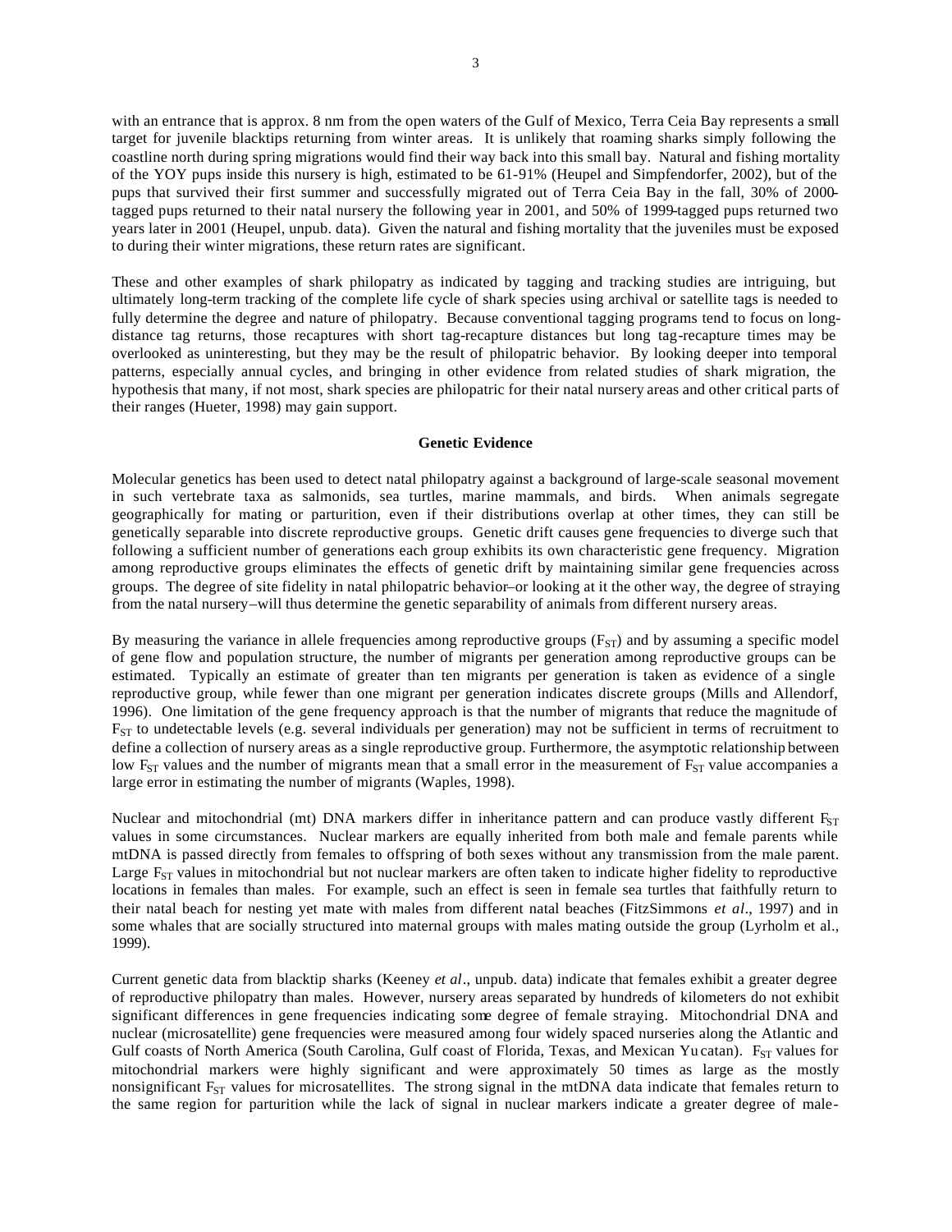with an entrance that is approx. 8 nm from the open waters of the Gulf of Mexico, Terra Ceia Bay represents a small target for juvenile blacktips returning from winter areas. It is unlikely that roaming sharks simply following the coastline north during spring migrations would find their way back into this small bay. Natural and fishing mortality of the YOY pups inside this nursery is high, estimated to be 61-91% (Heupel and Simpfendorfer, 2002), but of the pups that survived their first summer and successfully migrated out of Terra Ceia Bay in the fall, 30% of 2000-tagged pups returned to their natal nursery the following year in 2001, and 50% of 1999-tagged pups returned two years later in 2001 (Heupel, unpub. data). Given the natural and fishing mortality that the juveniles must be exposed to during their winter migrations, these return rates are significant.

These and other examples of shark philopatry as indicated by tagging and tracking studies are intriguing, but ultimately long-term tracking of the complete life cycle of shark species using archival or satellite tags is needed to fully determine the degree and nature of philopatry. Because conventional tagging programs tend to focus on long-distance tag returns, those recaptures with short tag-recapture distances but long tag-recapture times may be overlooked as uninteresting, but they may be the result of philopatric behavior. By looking deeper into temporal patterns, especially annual cycles, and bringing in other evidence from related studies of shark migration, the hypothesis that many, if not most, shark species are philopatric for their natal nursery areas and other critical parts of their ranges (Hueter, 1998) may gain support.

## Genetic Evidence

Molecular genetics has been used to detect natal philopatry against a background of large-scale seasonal movement in such vertebrate taxa as salmonids, sea turtles, marine mammals, and birds. When animals segregate geographically for mating or parturition, even if their distributions overlap at other times, they can still be genetically separable into discrete reproductive groups. Genetic drift causes gene frequencies to diverge such that following a sufficient number of generations each group exhibits its own characteristic gene frequency. Migration among reproductive groups eliminates the effects of genetic drift by maintaining similar gene frequencies across groups. The degree of site fidelity in natal philopatric behavior–or looking at it the other way, the degree of straying from the natal nursery–will thus determine the genetic separability of animals from different nursery areas.

By measuring the variance in allele frequencies among reproductive groups ($F_{ST}$) and by assuming a specific model of gene flow and population structure, the number of migrants per generation among reproductive groups can be estimated. Typically an estimate of greater than ten migrants per generation is taken as evidence of a single reproductive group, while fewer than one migrant per generation indicates discrete groups (Mills and Allendorf, 1996). One limitation of the gene frequency approach is that the number of migrants that reduce the magnitude of $F_{ST}$ to undetectable levels (e.g. several individuals per generation) may not be sufficient in terms of recruitment to define a collection of nursery areas as a single reproductive group. Furthermore, the asymptotic relationship between low $F_{ST}$ values and the number of migrants mean that a small error in the measurement of $F_{ST}$ value accompanies a large error in estimating the number of migrants (Waples, 1998).

Nuclear and mitochondrial (mt) DNA markers differ in inheritance pattern and can produce vastly different $F_{ST}$ values in some circumstances. Nuclear markers are equally inherited from both male and female parents while mtDNA is passed directly from females to offspring of both sexes without any transmission from the male parent. Large $F_{ST}$ values in mitochondrial but not nuclear markers are often taken to indicate higher fidelity to reproductive locations in females than males. For example, such an effect is seen in female sea turtles that faithfully return to their natal beach for nesting yet mate with males from different natal beaches (FitzSimmons *et al*., 1997) and in some whales that are socially structured into maternal groups with males mating outside the group (Lyrholm et al., 1999).

Current genetic data from blacktip sharks (Keeney *et al*., unpub. data) indicate that females exhibit a greater degree of reproductive philopatry than males. However, nursery areas separated by hundreds of kilometers do not exhibit significant differences in gene frequencies indicating some degree of female straying. Mitochondrial DNA and nuclear (microsatellite) gene frequencies were measured among four widely spaced nurseries along the Atlantic and Gulf coasts of North America (South Carolina, Gulf coast of Florida, Texas, and Mexican Yucatan). $F_{ST}$ values for mitochondrial markers were highly significant and were approximately 50 times as large as the mostly nonsignificant $F_{ST}$ values for microsatellites. The strong signal in the mtDNA data indicate that females return to the same region for parturition while the lack of signal in nuclear markers indicate a greater degree of male-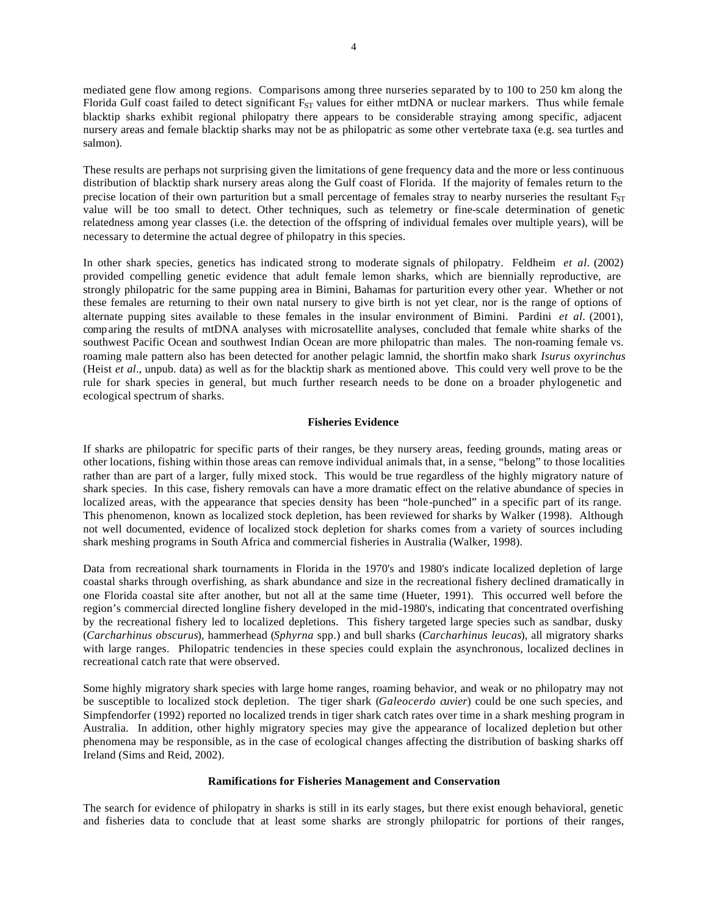mediated gene flow among regions. Comparisons among three nurseries separated by to 100 to 250 km along the Florida Gulf coast failed to detect significant $F_{ST}$ values for either mtDNA or nuclear markers. Thus while female blacktip sharks exhibit regional philopatry there appears to be considerable straying among specific, adjacent nursery areas and female blacktip sharks may not be as philopatric as some other vertebrate taxa (e.g. sea turtles and salmon).

These results are perhaps not surprising given the limitations of gene frequency data and the more or less continuous distribution of blacktip shark nursery areas along the Gulf coast of Florida. If the majority of females return to the precise location of their own parturition but a small percentage of females stray to nearby nurseries the resultant $F_{ST}$ value will be too small to detect. Other techniques, such as telemetry or fine-scale determination of genetic relatedness among year classes (i.e. the detection of the offspring of individual females over multiple years), will be necessary to determine the actual degree of philopatry in this species.

In other shark species, genetics has indicated strong to moderate signals of philopatry. Feldheim *et al.* (2002) provided compelling genetic evidence that adult female lemon sharks, which are biennially reproductive, are strongly philopatric for the same pupping area in Bimini, Bahamas for parturition every other year. Whether or not these females are returning to their own natal nursery to give birth is not yet clear, nor is the range of options of alternate pupping sites available to these females in the insular environment of Bimini. Pardini *et al.* (2001), comparing the results of mtDNA analyses with microsatellite analyses, concluded that female white sharks of the southwest Pacific Ocean and southwest Indian Ocean are more philopatric than males. The non-roaming female vs. roaming male pattern also has been detected for another pelagic lamnid, the shortfin mako shark *Isurus oxyrinchus* (Heist *et al*., unpub. data) as well as for the blacktip shark as mentioned above. This could very well prove to be the rule for shark species in general, but much further research needs to be done on a broader phylogenetic and ecological spectrum of sharks.

## Fisheries Evidence

If sharks are philopatric for specific parts of their ranges, be they nursery areas, feeding grounds, mating areas or other locations, fishing within those areas can remove individual animals that, in a sense, "belong" to those localities rather than are part of a larger, fully mixed stock. This would be true regardless of the highly migratory nature of shark species. In this case, fishery removals can have a more dramatic effect on the relative abundance of species in localized areas, with the appearance that species density has been "hole-punched" in a specific part of its range. This phenomenon, known as localized stock depletion, has been reviewed for sharks by Walker (1998). Although not well documented, evidence of localized stock depletion for sharks comes from a variety of sources including shark meshing programs in South Africa and commercial fisheries in Australia (Walker, 1998).

Data from recreational shark tournaments in Florida in the 1970's and 1980's indicate localized depletion of large coastal sharks through overfishing, as shark abundance and size in the recreational fishery declined dramatically in one Florida coastal site after another, but not all at the same time (Hueter, 1991). This occurred well before the region's commercial directed longline fishery developed in the mid-1980's, indicating that concentrated overfishing by the recreational fishery led to localized depletions. This fishery targeted large species such as sandbar, dusky (*Carcharhinus obscurus*), hammerhead (*Sphyrna* spp.) and bull sharks (*Carcharhinus leucas*), all migratory sharks with large ranges. Philopatric tendencies in these species could explain the asynchronous, localized declines in recreational catch rate that were observed.

Some highly migratory shark species with large home ranges, roaming behavior, and weak or no philopatry may not be susceptible to localized stock depletion. The tiger shark (*Galeocerdo cuvier*) could be one such species, and Simpfendorfer (1992) reported no localized trends in tiger shark catch rates over time in a shark meshing program in Australia. In addition, other highly migratory species may give the appearance of localized depletion but other phenomena may be responsible, as in the case of ecological changes affecting the distribution of basking sharks off Ireland (Sims and Reid, 2002).

## Ramifications for Fisheries Management and Conservation

The search for evidence of philopatry in sharks is still in its early stages, but there exist enough behavioral, genetic and fisheries data to conclude that at least some sharks are strongly philopatric for portions of their ranges,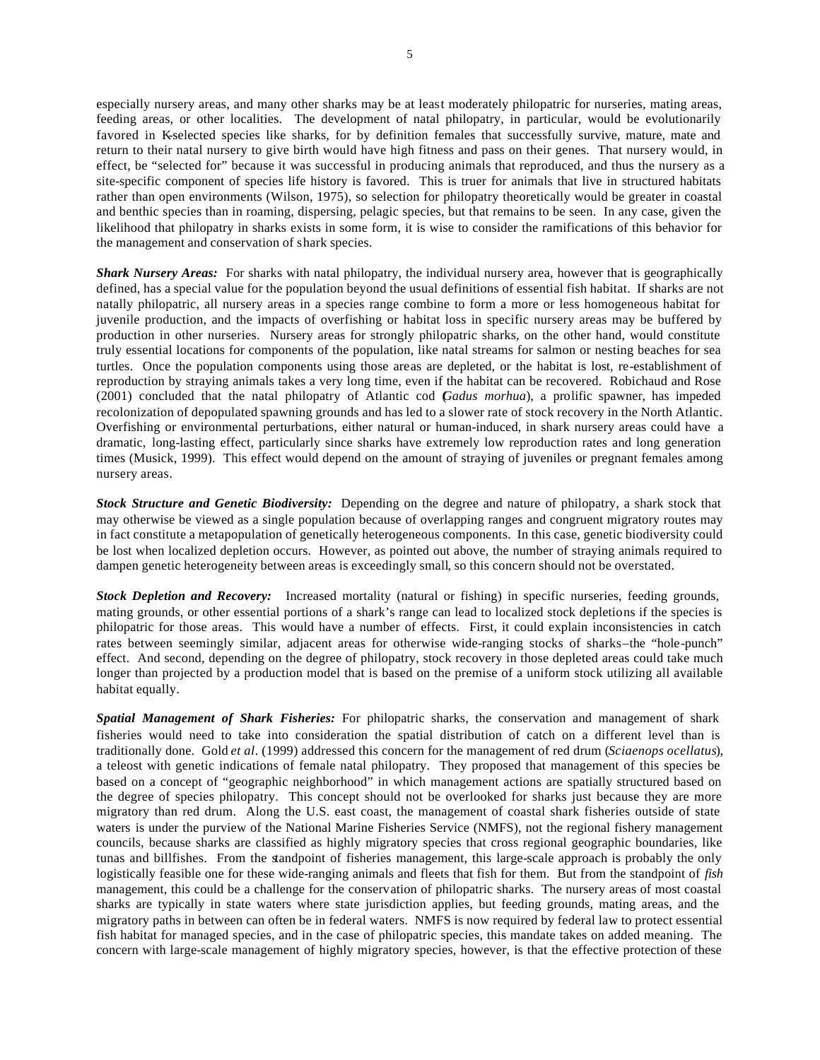especially nursery areas, and many other sharks may be at least moderately philopatric for nurseries, mating areas, feeding areas, or other localities. The development of natal philopatry, in particular, would be evolutionarily favored in K-selected species like sharks, for by definition females that successfully survive, mature, mate and return to their natal nursery to give birth would have high fitness and pass on their genes. That nursery would, in effect, be "selected for" because it was successful in producing animals that reproduced, and thus the nursery as a site-specific component of species life history is favored. This is truer for animals that live in structured habitats rather than open environments (Wilson, 1975), so selection for philopatry theoretically would be greater in coastal and benthic species than in roaming, dispersing, pelagic species, but that remains to be seen. In any case, given the likelihood that philopatry in sharks exists in some form, it is wise to consider the ramifications of this behavior for the management and conservation of shark species.

***Shark Nursery Areas:*** For sharks with natal philopatry, the individual nursery area, however that is geographically defined, has a special value for the population beyond the usual definitions of essential fish habitat. If sharks are not natally philopatric, all nursery areas in a species range combine to form a more or less homogeneous habitat for juvenile production, and the impacts of overfishing or habitat loss in specific nursery areas may be buffered by production in other nurseries. Nursery areas for strongly philopatric sharks, on the other hand, would constitute truly essential locations for components of the population, like natal streams for salmon or nesting beaches for sea turtles. Once the population components using those areas are depleted, or the habitat is lost, re-establishment of reproduction by straying animals takes a very long time, even if the habitat can be recovered. Robichaud and Rose (2001) concluded that the natal philopatry of Atlantic cod (*Gadus morhua*), a prolific spawner, has impeded recolonization of depopulated spawning grounds and has led to a slower rate of stock recovery in the North Atlantic. Overfishing or environmental perturbations, either natural or human-induced, in shark nursery areas could have a dramatic, long-lasting effect, particularly since sharks have extremely low reproduction rates and long generation times (Musick, 1999). This effect would depend on the amount of straying of juveniles or pregnant females among nursery areas.

***Stock Structure and Genetic Biodiversity:*** Depending on the degree and nature of philopatry, a shark stock that may otherwise be viewed as a single population because of overlapping ranges and congruent migratory routes may in fact constitute a metapopulation of genetically heterogeneous components. In this case, genetic biodiversity could be lost when localized depletion occurs. However, as pointed out above, the number of straying animals required to dampen genetic heterogeneity between areas is exceedingly small, so this concern should not be overstated.

***Stock Depletion and Recovery:*** Increased mortality (natural or fishing) in specific nurseries, feeding grounds, mating grounds, or other essential portions of a shark's range can lead to localized stock depletions if the species is philopatric for those areas. This would have a number of effects. First, it could explain inconsistencies in catch rates between seemingly similar, adjacent areas for otherwise wide-ranging stocks of sharks–the "hole-punch" effect. And second, depending on the degree of philopatry, stock recovery in those depleted areas could take much longer than projected by a production model that is based on the premise of a uniform stock utilizing all available habitat equally.

***Spatial Management of Shark Fisheries:*** For philopatric sharks, the conservation and management of shark fisheries would need to take into consideration the spatial distribution of catch on a different level than is traditionally done. Gold *et al*. (1999) addressed this concern for the management of red drum (*Sciaenops ocellatus*), a teleost with genetic indications of female natal philopatry. They proposed that management of this species be based on a concept of "geographic neighborhood" in which management actions are spatially structured based on the degree of species philopatry. This concept should not be overlooked for sharks just because they are more migratory than red drum. Along the U.S. east coast, the management of coastal shark fisheries outside of state waters is under the purview of the National Marine Fisheries Service (NMFS), not the regional fishery management councils, because sharks are classified as highly migratory species that cross regional geographic boundaries, like tunas and billfishes. From the standpoint of fisheries management, this large-scale approach is probably the only logistically feasible one for these wide-ranging animals and fleets that fish for them. But from the standpoint of *fish* management, this could be a challenge for the conservation of philopatric sharks. The nursery areas of most coastal sharks are typically in state waters where state jurisdiction applies, but feeding grounds, mating areas, and the migratory paths in between can often be in federal waters. NMFS is now required by federal law to protect essential fish habitat for managed species, and in the case of philopatric species, this mandate takes on added meaning. The concern with large-scale management of highly migratory species, however, is that the effective protection of these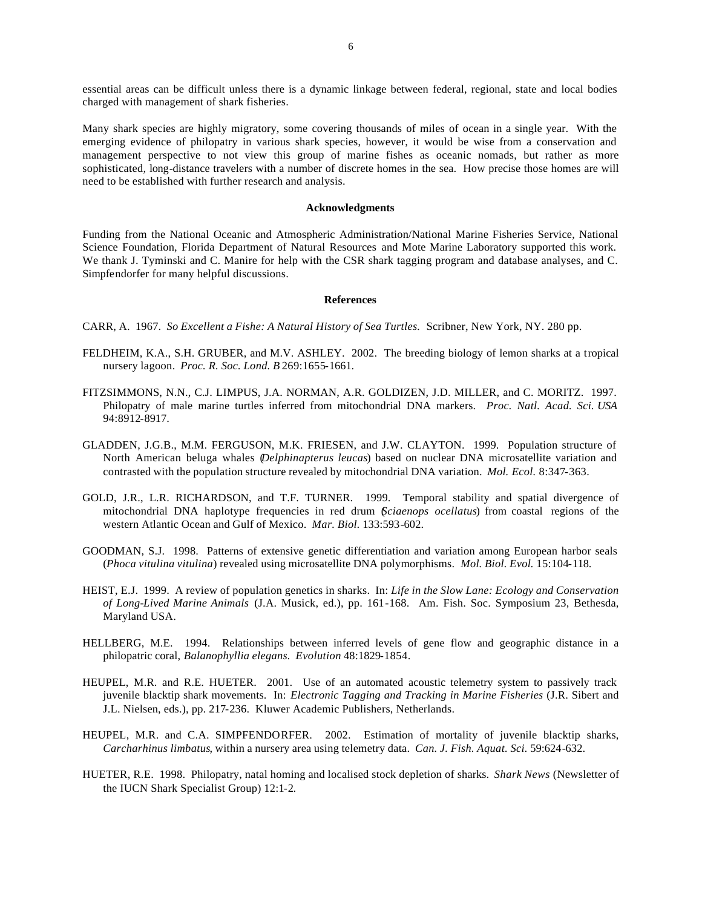essential areas can be difficult unless there is a dynamic linkage between federal, regional, state and local bodies charged with management of shark fisheries.

Many shark species are highly migratory, some covering thousands of miles of ocean in a single year. With the emerging evidence of philopatry in various shark species, however, it would be wise from a conservation and management perspective to not view this group of marine fishes as oceanic nomads, but rather as more sophisticated, long-distance travelers with a number of discrete homes in the sea. How precise those homes are will need to be established with further research and analysis.

## Acknowledgments

Funding from the National Oceanic and Atmospheric Administration/National Marine Fisheries Service, National Science Foundation, Florida Department of Natural Resources and Mote Marine Laboratory supported this work. We thank J. Tyminski and C. Manire for help with the CSR shark tagging program and database analyses, and C. Simpfendorfer for many helpful discussions.

## References

CARR, A. 1967. *So Excellent a Fishe: A Natural History of Sea Turtles.* Scribner, New York, NY. 280 pp.

FELDHEIM, K.A., S.H. GRUBER, and M.V. ASHLEY. 2002. The breeding biology of lemon sharks at a tropical nursery lagoon. *Proc. R. Soc. Lond. B* 269:1655-1661.

FITZSIMMONS, N.N., C.J. LIMPUS, J.A. NORMAN, A.R. GOLDIZEN, J.D. MILLER, and C. MORITZ. 1997. Philopatry of male marine turtles inferred from mitochondrial DNA markers. *Proc. Natl. Acad. Sci. USA* 94:8912-8917.

GLADDEN, J.G.B., M.M. FERGUSON, M.K. FRIESEN, and J.W. CLAYTON. 1999. Population structure of North American beluga whales (*Delphinapterus leucas*) based on nuclear DNA microsatellite variation and contrasted with the population structure revealed by mitochondrial DNA variation. *Mol. Ecol.* 8:347-363.

GOLD, J.R., L.R. RICHARDSON, and T.F. TURNER. 1999. Temporal stability and spatial divergence of mitochondrial DNA haplotype frequencies in red drum (*Sciaenops ocellatus*) from coastal regions of the western Atlantic Ocean and Gulf of Mexico. *Mar. Biol.* 133:593-602.

GOODMAN, S.J. 1998. Patterns of extensive genetic differentiation and variation among European harbor seals (*Phoca vitulina vitulina*) revealed using microsatellite DNA polymorphisms. *Mol. Biol. Evol.* 15:104-118.

HEIST, E.J. 1999. A review of population genetics in sharks. In: *Life in the Slow Lane: Ecology and Conservation of Long-Lived Marine Animals* (J.A. Musick, ed.), pp. 161-168. Am. Fish. Soc. Symposium 23, Bethesda, Maryland USA.

HELLBERG, M.E. 1994. Relationships between inferred levels of gene flow and geographic distance in a philopatric coral, *Balanophyllia elegans. Evolution* 48:1829-1854.

HEUPEL, M.R. and R.E. HUETER. 2001. Use of an automated acoustic telemetry system to passively track juvenile blacktip shark movements. In: *Electronic Tagging and Tracking in Marine Fisheries* (J.R. Sibert and J.L. Nielsen, eds.), pp. 217-236. Kluwer Academic Publishers, Netherlands.

HEUPEL, M.R. and C.A. SIMPFENDORFER. 2002. Estimation of mortality of juvenile blacktip sharks, *Carcharhinus limbatus*, within a nursery area using telemetry data. *Can. J. Fish. Aquat. Sci.* 59:624-632.

HUETER, R.E. 1998. Philopatry, natal homing and localised stock depletion of sharks. *Shark News* (Newsletter of the IUCN Shark Specialist Group) 12:1-2.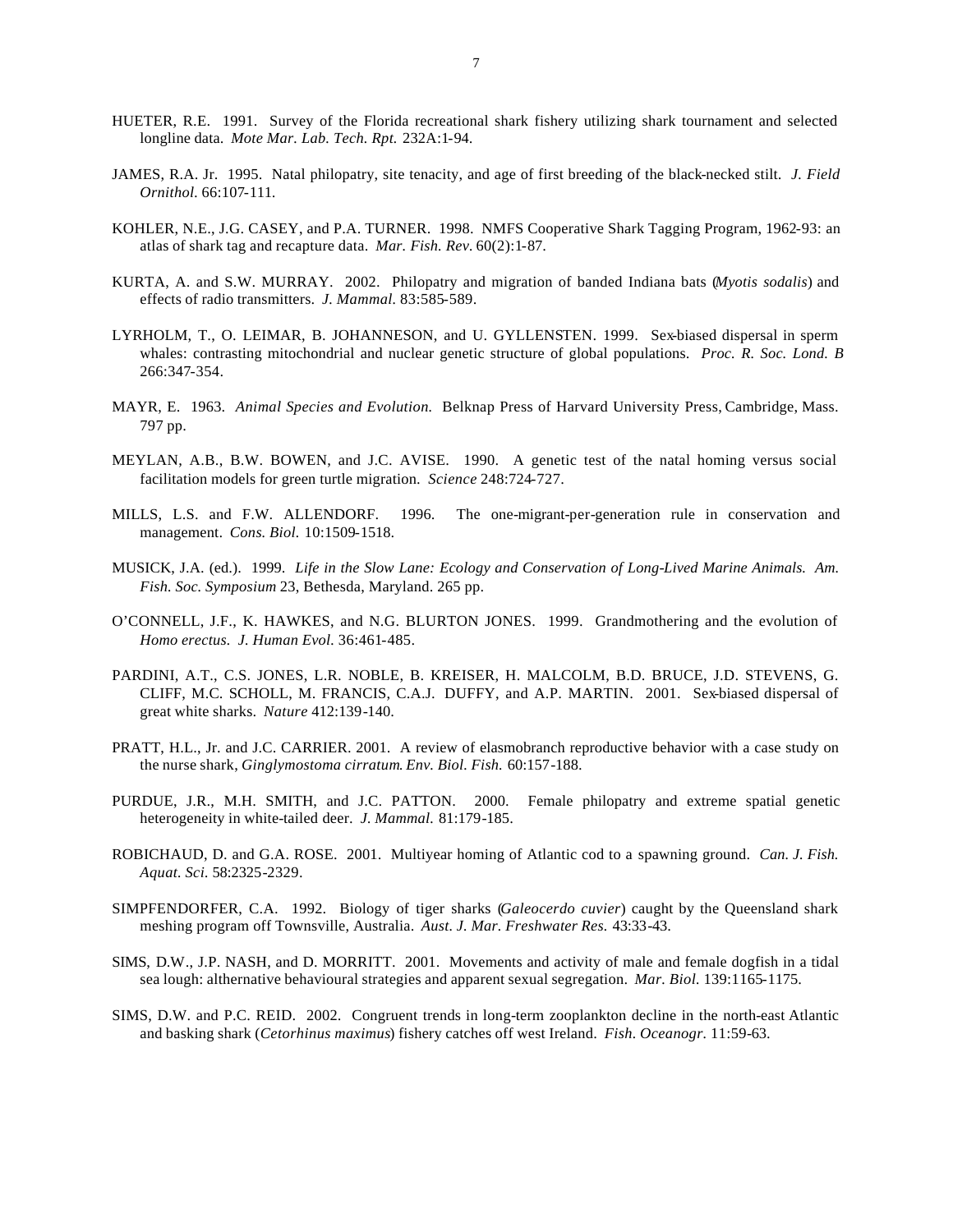HUETER, R.E. 1991. Survey of the Florida recreational shark fishery utilizing shark tournament and selected longline data. *Mote Mar. Lab. Tech. Rpt.* 232A:1-94.

JAMES, R.A. Jr. 1995. Natal philopatry, site tenacity, and age of first breeding of the black-necked stilt. *J. Field Ornithol.* 66:107-111.

KOHLER, N.E., J.G. CASEY, and P.A. TURNER. 1998. NMFS Cooperative Shark Tagging Program, 1962-93: an atlas of shark tag and recapture data. *Mar. Fish. Rev.* 60(2):1-87.

KURTA, A. and S.W. MURRAY. 2002. Philopatry and migration of banded Indiana bats (*Myotis sodalis*) and effects of radio transmitters. *J. Mammal.* 83:585-589.

LYRHOLM, T., O. LEIMAR, B. JOHANNESON, and U. GYLLENSTEN. 1999. Sex-biased dispersal in sperm whales: contrasting mitochondrial and nuclear genetic structure of global populations. *Proc. R. Soc. Lond. B* 266:347-354.

MAYR, E. 1963. *Animal Species and Evolution.* Belknap Press of Harvard University Press, Cambridge, Mass. 797 pp.

MEYLAN, A.B., B.W. BOWEN, and J.C. AVISE. 1990. A genetic test of the natal homing versus social facilitation models for green turtle migration. *Science* 248:724-727.

MILLS, L.S. and F.W. ALLENDORF. 1996. The one-migrant-per-generation rule in conservation and management. *Cons. Biol.* 10:1509-1518.

MUSICK, J.A. (ed.). 1999. *Life in the Slow Lane: Ecology and Conservation of Long-Lived Marine Animals. Am. Fish. Soc. Symposium* 23, Bethesda, Maryland. 265 pp.

O'CONNELL, J.F., K. HAWKES, and N.G. BLURTON JONES. 1999. Grandmothering and the evolution of *Homo erectus. J. Human Evol.* 36:461-485.

PARDINI, A.T., C.S. JONES, L.R. NOBLE, B. KREISER, H. MALCOLM, B.D. BRUCE, J.D. STEVENS, G. CLIFF, M.C. SCHOLL, M. FRANCIS, C.A.J. DUFFY, and A.P. MARTIN. 2001. Sex-biased dispersal of great white sharks. *Nature* 412:139-140.

PRATT, H.L., Jr. and J.C. CARRIER. 2001. A review of elasmobranch reproductive behavior with a case study on the nurse shark, *Ginglymostoma cirratum*. *Env. Biol. Fish.* 60:157-188.

PURDUE, J.R., M.H. SMITH, and J.C. PATTON. 2000. Female philopatry and extreme spatial genetic heterogeneity in white-tailed deer. *J. Mammal.* 81:179-185.

ROBICHAUD, D. and G.A. ROSE. 2001. Multiyear homing of Atlantic cod to a spawning ground. *Can. J. Fish. Aquat. Sci.* 58:2325-2329.

SIMPFENDORFER, C.A. 1992. Biology of tiger sharks (*Galeocerdo cuvier*) caught by the Queensland shark meshing program off Townsville, Australia. *Aust. J. Mar. Freshwater Res.* 43:33-43.

SIMS, D.W., J.P. NASH, and D. MORRITT. 2001. Movements and activity of male and female dogfish in a tidal sea lough: althernative behavioural strategies and apparent sexual segregation. *Mar. Biol.* 139:1165-1175.

SIMS, D.W. and P.C. REID. 2002. Congruent trends in long-term zooplankton decline in the north-east Atlantic and basking shark (*Cetorhinus maximus*) fishery catches off west Ireland. *Fish. Oceanogr.* 11:59-63.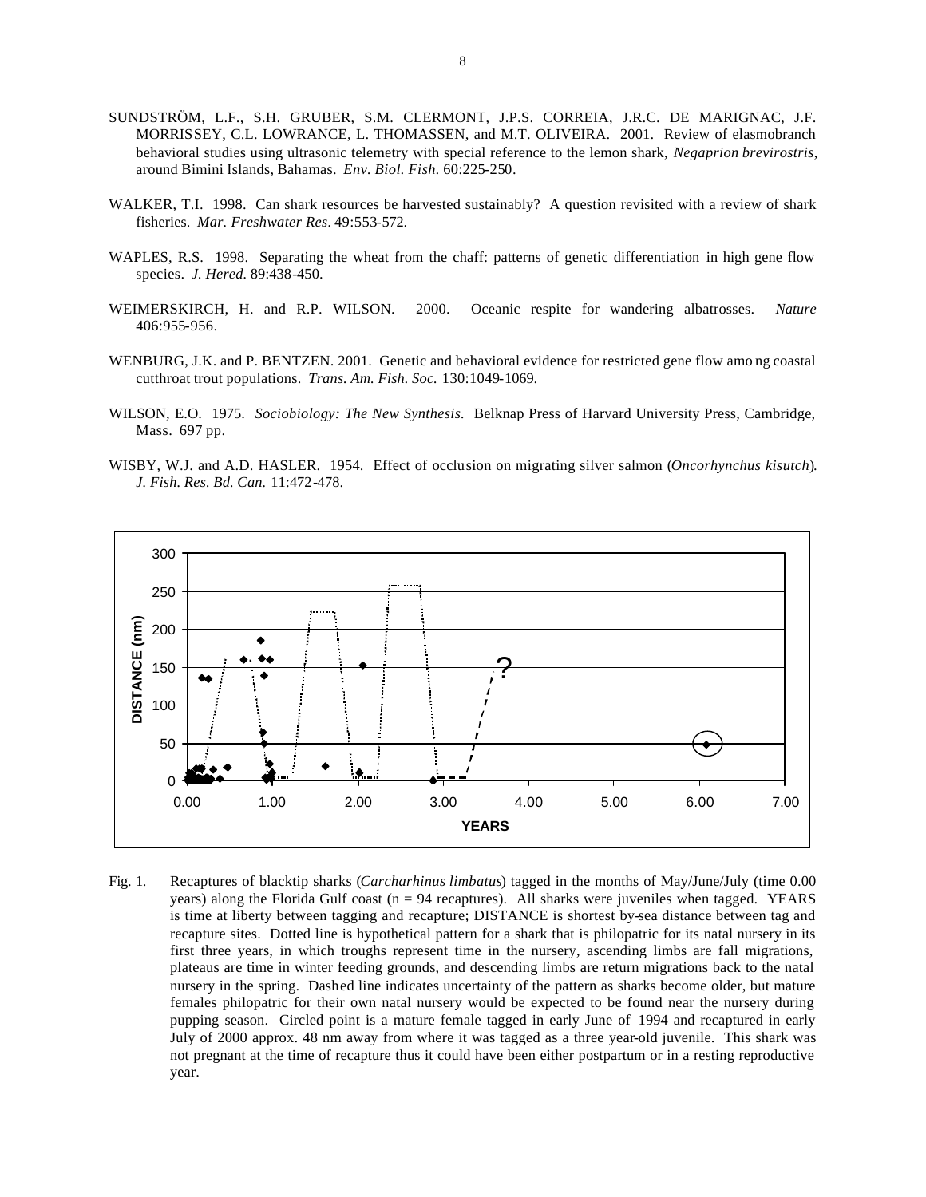SUNDSTRÖM, L.F., S.H. GRUBER, S.M. CLERMONT, J.P.S. CORREIA, J.R.C. DE MARIGNAC, J.F. MORRISSEY, C.L. LOWRANCE, L. THOMASSEN, and M.T. OLIVEIRA. 2001. Review of elasmobranch behavioral studies using ultrasonic telemetry with special reference to the lemon shark, *Negaprion brevirostris*, around Bimini Islands, Bahamas. *Env. Biol. Fish.* 60:225-250.

WALKER, T.I. 1998. Can shark resources be harvested sustainably? A question revisited with a review of shark fisheries. *Mar. Freshwater Res.* 49:553-572.

WAPLES, R.S. 1998. Separating the wheat from the chaff: patterns of genetic differentiation in high gene flow species. *J. Hered.* 89:438-450.

WEIMERSKIRCH, H. and R.P. WILSON. 2000. Oceanic respite for wandering albatrosses. *Nature* 406:955-956.

WENBURG, J.K. and P. BENTZEN. 2001. Genetic and behavioral evidence for restricted gene flow among coastal cutthroat trout populations. *Trans. Am. Fish. Soc.* 130:1049-1069.

WILSON, E.O. 1975. *Sociobiology: The New Synthesis.* Belknap Press of Harvard University Press, Cambridge, Mass. 697 pp.

WISBY, W.J. and A.D. HASLER. 1954. Effect of occlusion on migrating silver salmon (*Oncorhynchus kisutch*). *J. Fish. Res. Bd. Can.* 11:472-478.

Fig. 1. Recaptures of blacktip sharks (*Carcharhinus limbatus*) tagged in the months of May/June/July (time 0.00 years) along the Florida Gulf coast (n = 94 recaptures). All sharks were juveniles when tagged. YEARS is time at liberty between tagging and recapture; DISTANCE is shortest by-sea distance between tag and recapture sites. Dotted line is hypothetical pattern for a shark that is philopatric for its natal nursery in its first three years, in which troughs represent time in the nursery, ascending limbs are fall migrations, plateaus are time in winter feeding grounds, and descending limbs are return migrations back to the natal nursery in the spring. Dashed line indicates uncertainty of the pattern as sharks become older, but mature females philopatric for their own natal nursery would be expected to be found near the nursery during pupping season. Circled point is a mature female tagged in early June of 1994 and recaptured in early July of 2000 approx. 48 nm away from where it was tagged as a three year-old juvenile. This shark was not pregnant at the time of recapture thus it could have been either postpartum or in a resting reproductive year.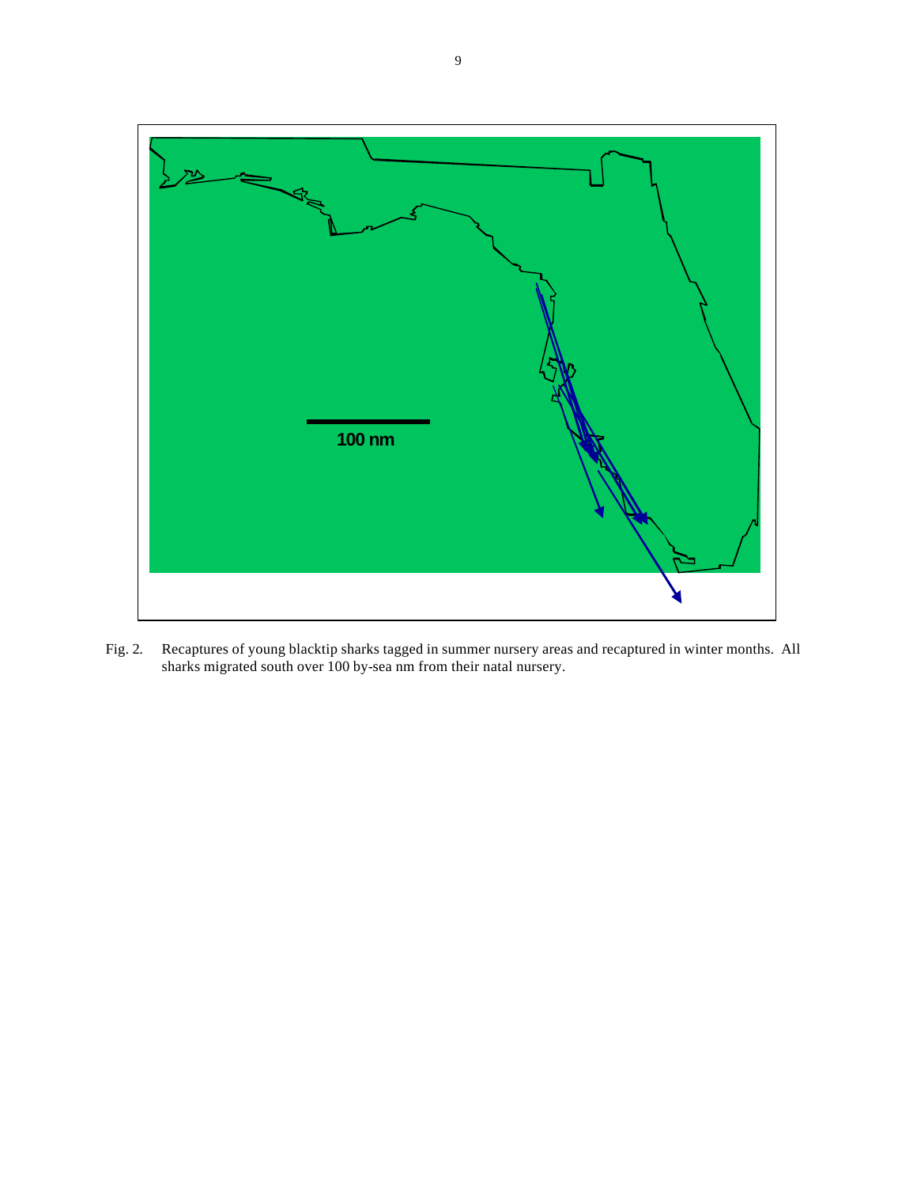100 nm

Fig. 2. Recaptures of young blacktip sharks tagged in summer nursery areas and recaptured in winter months. All sharks migrated south over 100 by-sea nm from their natal nursery.